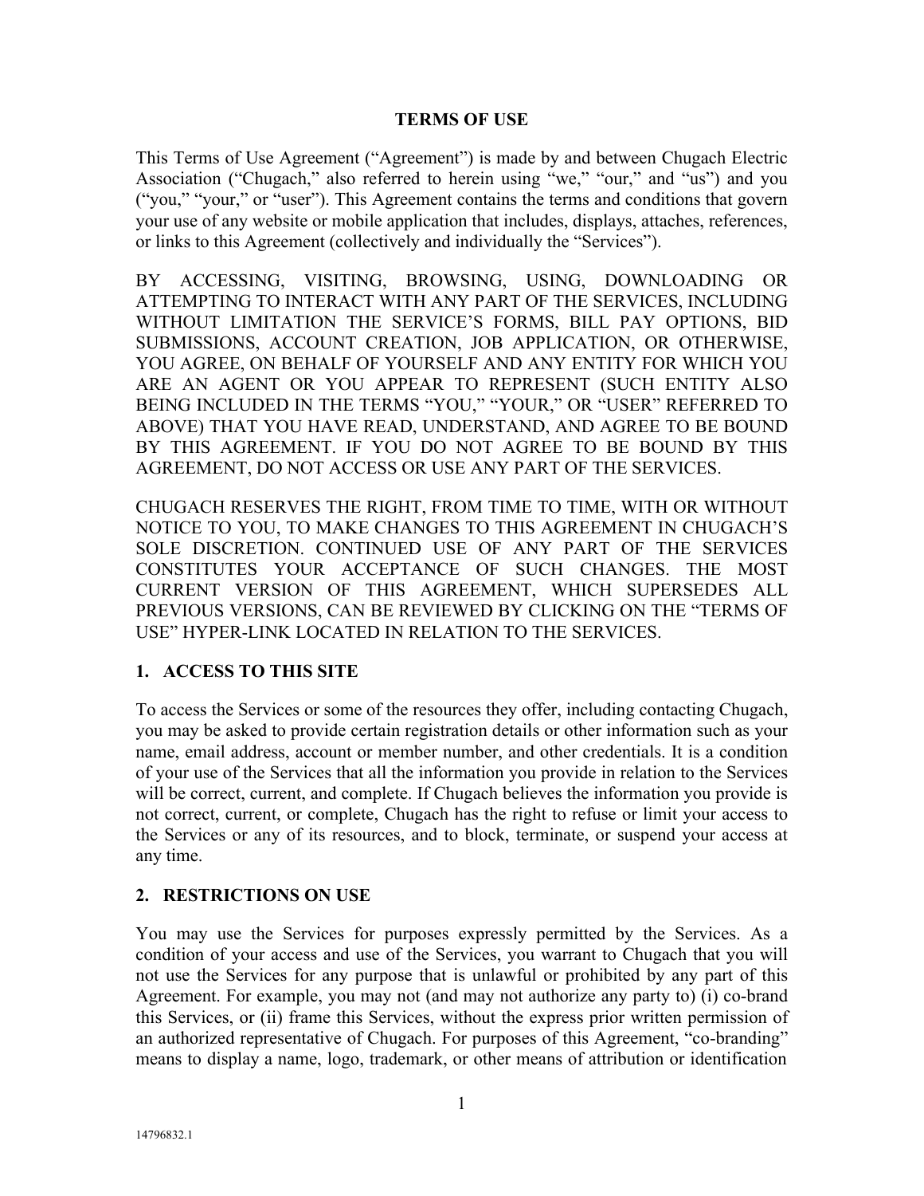# TERMS OF USE

This Terms of Use Agreement (“Agreement”) is made by and between Chugach Electric Association (“Chugach,” also referred to herein using “we,” “our,” and “us”) and you (“you,” “your,” or “user”). This Agreement contains the terms and conditions that govern your use of any website or mobile application that includes, displays, attaches, references, or links to this Agreement (collectively and individually the “Services”).

BY ACCESSING, VISITING, BROWSING, USING, DOWNLOADING OR ATTEMPTING TO INTERACT WITH ANY PART OF THE SERVICES, INCLUDING WITHOUT LIMITATION THE SERVICE’S FORMS, BILL PAY OPTIONS, BID SUBMISSIONS, ACCOUNT CREATION, JOB APPLICATION, OR OTHERWISE, YOU AGREE, ON BEHALF OF YOURSELF AND ANY ENTITY FOR WHICH YOU ARE AN AGENT OR YOU APPEAR TO REPRESENT (SUCH ENTITY ALSO BEING INCLUDED IN THE TERMS “YOU,” “YOUR,” OR “USER” REFERRED TO ABOVE) THAT YOU HAVE READ, UNDERSTAND, AND AGREE TO BE BOUND BY THIS AGREEMENT. IF YOU DO NOT AGREE TO BE BOUND BY THIS AGREEMENT, DO NOT ACCESS OR USE ANY PART OF THE SERVICES.

CHUGACH RESERVES THE RIGHT, FROM TIME TO TIME, WITH OR WITHOUT NOTICE TO YOU, TO MAKE CHANGES TO THIS AGREEMENT IN CHUGACH’S SOLE DISCRETION. CONTINUED USE OF ANY PART OF THE SERVICES CONSTITUTES YOUR ACCEPTANCE OF SUCH CHANGES. THE MOST CURRENT VERSION OF THIS AGREEMENT, WHICH SUPERSEDES ALL PREVIOUS VERSIONS, CAN BE REVIEWED BY CLICKING ON THE “TERMS OF USE” HYPER-LINK LOCATED IN RELATION TO THE SERVICES.

## 1. ACCESS TO THIS SITE

To access the Services or some of the resources they offer, including contacting Chugach, you may be asked to provide certain registration details or other information such as your name, email address, account or member number, and other credentials. It is a condition of your use of the Services that all the information you provide in relation to the Services will be correct, current, and complete. If Chugach believes the information you provide is not correct, current, or complete, Chugach has the right to refuse or limit your access to the Services or any of its resources, and to block, terminate, or suspend your access at any time.

## 2. RESTRICTIONS ON USE

You may use the Services for purposes expressly permitted by the Services. As a condition of your access and use of the Services, you warrant to Chugach that you will not use the Services for any purpose that is unlawful or prohibited by any part of this Agreement. For example, you may not (and may not authorize any party to) (i) co-brand this Services, or (ii) frame this Services, without the express prior written permission of an authorized representative of Chugach. For purposes of this Agreement, “co-branding” means to display a name, logo, trademark, or other means of attribution or identification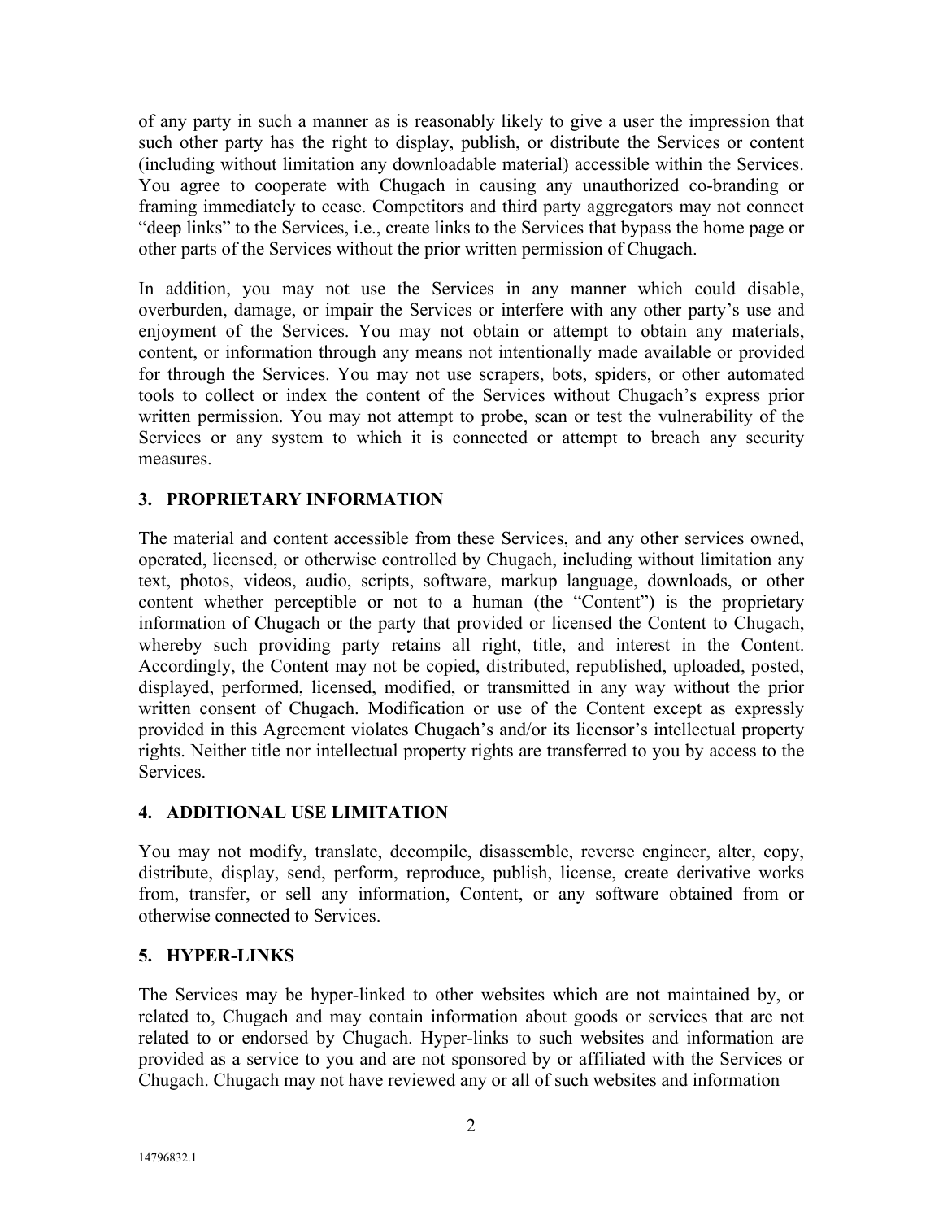of any party in such a manner as is reasonably likely to give a user the impression that such other party has the right to display, publish, or distribute the Services or content (including without limitation any downloadable material) accessible within the Services. You agree to cooperate with Chugach in causing any unauthorized co-branding or framing immediately to cease. Competitors and third party aggregators may not connect "deep links" to the Services, i.e., create links to the Services that bypass the home page or other parts of the Services without the prior written permission of Chugach.

In addition, you may not use the Services in any manner which could disable, overburden, damage, or impair the Services or interfere with any other party's use and enjoyment of the Services. You may not obtain or attempt to obtain any materials, content, or information through any means not intentionally made available or provided for through the Services. You may not use scrapers, bots, spiders, or other automated tools to collect or index the content of the Services without Chugach's express prior written permission. You may not attempt to probe, scan or test the vulnerability of the Services or any system to which it is connected or attempt to breach any security measures.

## 3. PROPRIETARY INFORMATION

The material and content accessible from these Services, and any other services owned, operated, licensed, or otherwise controlled by Chugach, including without limitation any text, photos, videos, audio, scripts, software, markup language, downloads, or other content whether perceptible or not to a human (the "Content") is the proprietary information of Chugach or the party that provided or licensed the Content to Chugach, whereby such providing party retains all right, title, and interest in the Content. Accordingly, the Content may not be copied, distributed, republished, uploaded, posted, displayed, performed, licensed, modified, or transmitted in any way without the prior written consent of Chugach. Modification or use of the Content except as expressly provided in this Agreement violates Chugach's and/or its licensor's intellectual property rights. Neither title nor intellectual property rights are transferred to you by access to the Services.

## 4. ADDITIONAL USE LIMITATION

You may not modify, translate, decompile, disassemble, reverse engineer, alter, copy, distribute, display, send, perform, reproduce, publish, license, create derivative works from, transfer, or sell any information, Content, or any software obtained from or otherwise connected to Services.

## 5. HYPER-LINKS

The Services may be hyper-linked to other websites which are not maintained by, or related to, Chugach and may contain information about goods or services that are not related to or endorsed by Chugach. Hyper-links to such websites and information are provided as a service to you and are not sponsored by or affiliated with the Services or Chugach. Chugach may not have reviewed any or all of such websites and information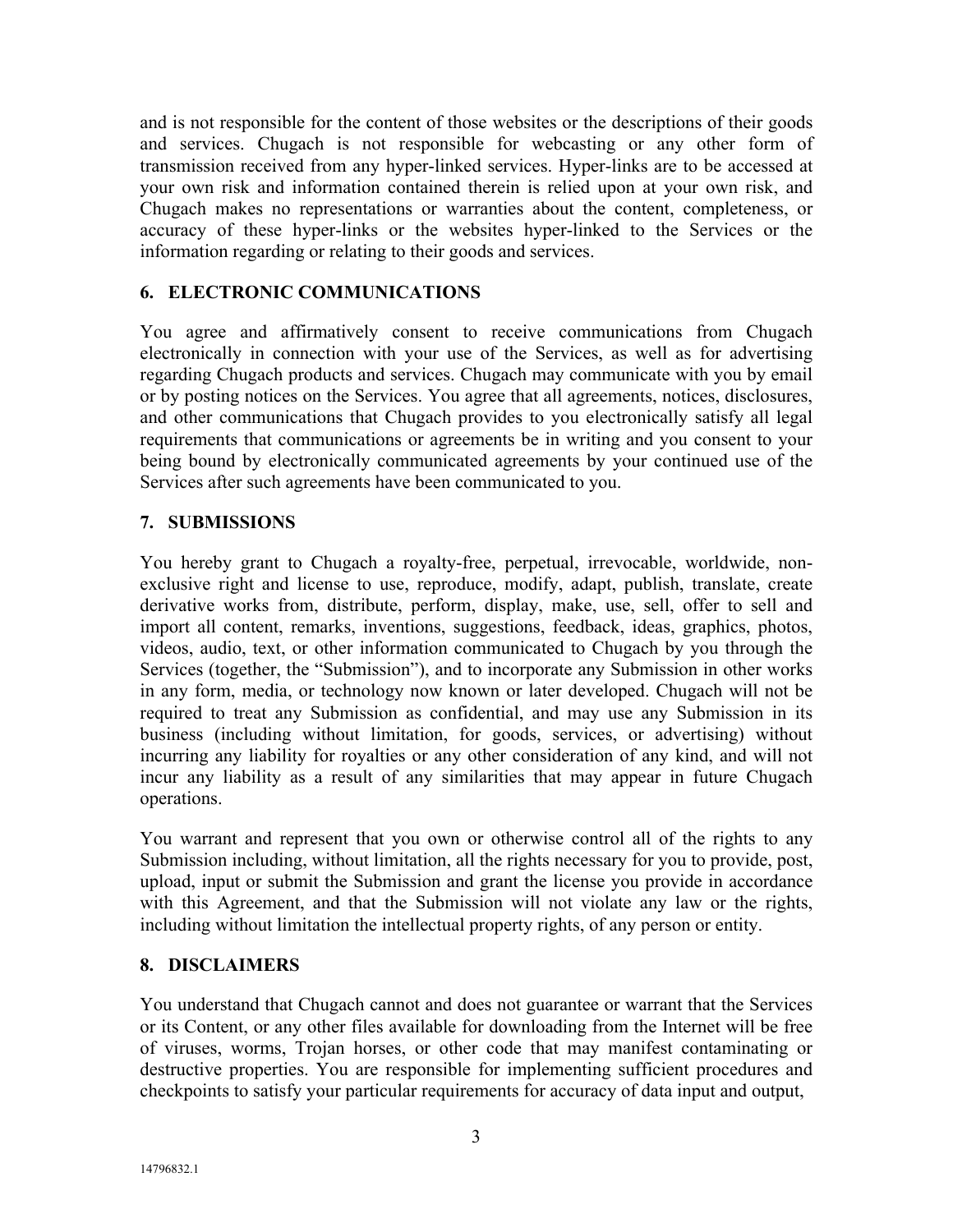and is not responsible for the content of those websites or the descriptions of their goods and services. Chugach is not responsible for webcasting or any other form of transmission received from any hyper-linked services. Hyper-links are to be accessed at your own risk and information contained therein is relied upon at your own risk, and Chugach makes no representations or warranties about the content, completeness, or accuracy of these hyper-links or the websites hyper-linked to the Services or the information regarding or relating to their goods and services.

## 6. ELECTRONIC COMMUNICATIONS

You agree and affirmatively consent to receive communications from Chugach electronically in connection with your use of the Services, as well as for advertising regarding Chugach products and services. Chugach may communicate with you by email or by posting notices on the Services. You agree that all agreements, notices, disclosures, and other communications that Chugach provides to you electronically satisfy all legal requirements that communications or agreements be in writing and you consent to your being bound by electronically communicated agreements by your continued use of the Services after such agreements have been communicated to you.

## 7. SUBMISSIONS

You hereby grant to Chugach a royalty-free, perpetual, irrevocable, worldwide, non-exclusive right and license to use, reproduce, modify, adapt, publish, translate, create derivative works from, distribute, perform, display, make, use, sell, offer to sell and import all content, remarks, inventions, suggestions, feedback, ideas, graphics, photos, videos, audio, text, or other information communicated to Chugach by you through the Services (together, the "Submission"), and to incorporate any Submission in other works in any form, media, or technology now known or later developed. Chugach will not be required to treat any Submission as confidential, and may use any Submission in its business (including without limitation, for goods, services, or advertising) without incurring any liability for royalties or any other consideration of any kind, and will not incur any liability as a result of any similarities that may appear in future Chugach operations.

You warrant and represent that you own or otherwise control all of the rights to any Submission including, without limitation, all the rights necessary for you to provide, post, upload, input or submit the Submission and grant the license you provide in accordance with this Agreement, and that the Submission will not violate any law or the rights, including without limitation the intellectual property rights, of any person or entity.

## 8. DISCLAIMERS

You understand that Chugach cannot and does not guarantee or warrant that the Services or its Content, or any other files available for downloading from the Internet will be free of viruses, worms, Trojan horses, or other code that may manifest contaminating or destructive properties. You are responsible for implementing sufficient procedures and checkpoints to satisfy your particular requirements for accuracy of data input and output,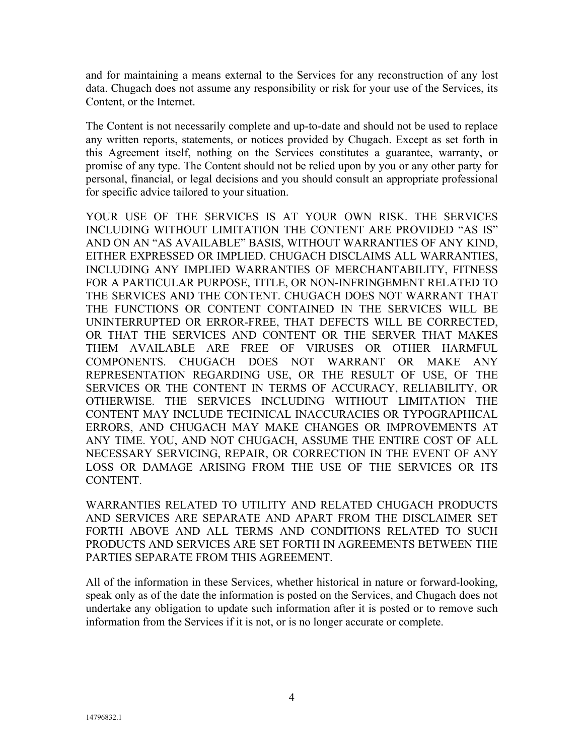and for maintaining a means external to the Services for any reconstruction of any lost data. Chugach does not assume any responsibility or risk for your use of the Services, its Content, or the Internet.

The Content is not necessarily complete and up-to-date and should not be used to replace any written reports, statements, or notices provided by Chugach. Except as set forth in this Agreement itself, nothing on the Services constitutes a guarantee, warranty, or promise of any type. The Content should not be relied upon by you or any other party for personal, financial, or legal decisions and you should consult an appropriate professional for specific advice tailored to your situation.

YOUR USE OF THE SERVICES IS AT YOUR OWN RISK. THE SERVICES INCLUDING WITHOUT LIMITATION THE CONTENT ARE PROVIDED "AS IS" AND ON AN "AS AVAILABLE" BASIS, WITHOUT WARRANTIES OF ANY KIND, EITHER EXPRESSED OR IMPLIED. CHUGACH DISCLAIMS ALL WARRANTIES, INCLUDING ANY IMPLIED WARRANTIES OF MERCHANTABILITY, FITNESS FOR A PARTICULAR PURPOSE, TITLE, OR NON-INFRINGEMENT RELATED TO THE SERVICES AND THE CONTENT. CHUGACH DOES NOT WARRANT THAT THE FUNCTIONS OR CONTENT CONTAINED IN THE SERVICES WILL BE UNINTERRUPTED OR ERROR-FREE, THAT DEFECTS WILL BE CORRECTED, OR THAT THE SERVICES AND CONTENT OR THE SERVER THAT MAKES THEM AVAILABLE ARE FREE OF VIRUSES OR OTHER HARMFUL COMPONENTS. CHUGACH DOES NOT WARRANT OR MAKE ANY REPRESENTATION REGARDING USE, OR THE RESULT OF USE, OF THE SERVICES OR THE CONTENT IN TERMS OF ACCURACY, RELIABILITY, OR OTHERWISE. THE SERVICES INCLUDING WITHOUT LIMITATION THE CONTENT MAY INCLUDE TECHNICAL INACCURACIES OR TYPOGRAPHICAL ERRORS, AND CHUGACH MAY MAKE CHANGES OR IMPROVEMENTS AT ANY TIME. YOU, AND NOT CHUGACH, ASSUME THE ENTIRE COST OF ALL NECESSARY SERVICING, REPAIR, OR CORRECTION IN THE EVENT OF ANY LOSS OR DAMAGE ARISING FROM THE USE OF THE SERVICES OR ITS CONTENT.

WARRANTIES RELATED TO UTILITY AND RELATED CHUGACH PRODUCTS AND SERVICES ARE SEPARATE AND APART FROM THE DISCLAIMER SET FORTH ABOVE AND ALL TERMS AND CONDITIONS RELATED TO SUCH PRODUCTS AND SERVICES ARE SET FORTH IN AGREEMENTS BETWEEN THE PARTIES SEPARATE FROM THIS AGREEMENT.

All of the information in these Services, whether historical in nature or forward-looking, speak only as of the date the information is posted on the Services, and Chugach does not undertake any obligation to update such information after it is posted or to remove such information from the Services if it is not, or is no longer accurate or complete.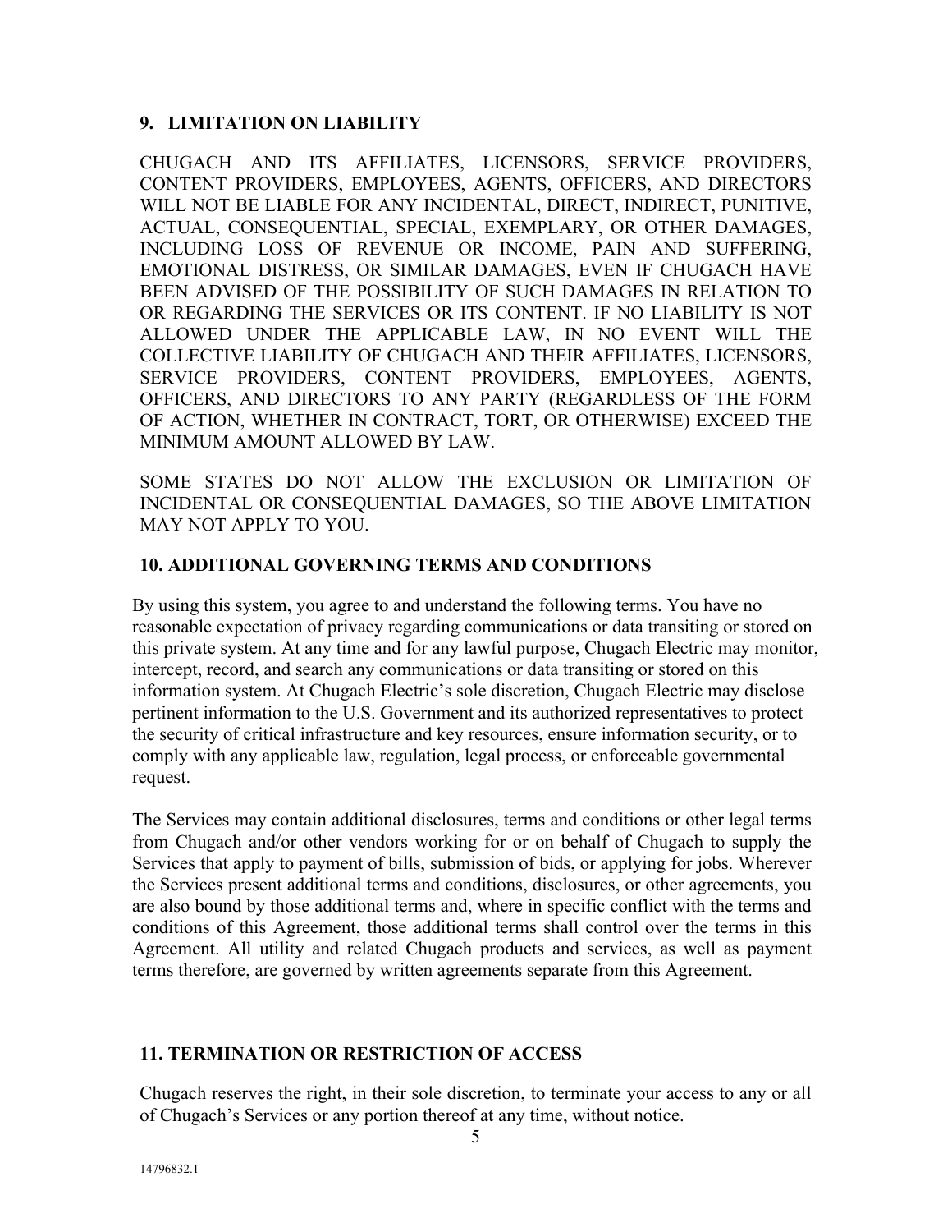## 9. LIMITATION ON LIABILITY

CHUGACH AND ITS AFFILIATES, LICENSORS, SERVICE PROVIDERS, CONTENT PROVIDERS, EMPLOYEES, AGENTS, OFFICERS, AND DIRECTORS WILL NOT BE LIABLE FOR ANY INCIDENTAL, DIRECT, INDIRECT, PUNITIVE, ACTUAL, CONSEQUENTIAL, SPECIAL, EXEMPLARY, OR OTHER DAMAGES, INCLUDING LOSS OF REVENUE OR INCOME, PAIN AND SUFFERING, EMOTIONAL DISTRESS, OR SIMILAR DAMAGES, EVEN IF CHUGACH HAVE BEEN ADVISED OF THE POSSIBILITY OF SUCH DAMAGES IN RELATION TO OR REGARDING THE SERVICES OR ITS CONTENT. IF NO LIABILITY IS NOT ALLOWED UNDER THE APPLICABLE LAW, IN NO EVENT WILL THE COLLECTIVE LIABILITY OF CHUGACH AND THEIR AFFILIATES, LICENSORS, SERVICE PROVIDERS, CONTENT PROVIDERS, EMPLOYEES, AGENTS, OFFICERS, AND DIRECTORS TO ANY PARTY (REGARDLESS OF THE FORM OF ACTION, WHETHER IN CONTRACT, TORT, OR OTHERWISE) EXCEED THE MINIMUM AMOUNT ALLOWED BY LAW.

SOME STATES DO NOT ALLOW THE EXCLUSION OR LIMITATION OF INCIDENTAL OR CONSEQUENTIAL DAMAGES, SO THE ABOVE LIMITATION MAY NOT APPLY TO YOU.

## 10. ADDITIONAL GOVERNING TERMS AND CONDITIONS

By using this system, you agree to and understand the following terms. You have no reasonable expectation of privacy regarding communications or data transiting or stored on this private system. At any time and for any lawful purpose, Chugach Electric may monitor, intercept, record, and search any communications or data transiting or stored on this information system. At Chugach Electric's sole discretion, Chugach Electric may disclose pertinent information to the U.S. Government and its authorized representatives to protect the security of critical infrastructure and key resources, ensure information security, or to comply with any applicable law, regulation, legal process, or enforceable governmental request.

The Services may contain additional disclosures, terms and conditions or other legal terms from Chugach and/or other vendors working for or on behalf of Chugach to supply the Services that apply to payment of bills, submission of bids, or applying for jobs. Wherever the Services present additional terms and conditions, disclosures, or other agreements, you are also bound by those additional terms and, where in specific conflict with the terms and conditions of this Agreement, those additional terms shall control over the terms in this Agreement. All utility and related Chugach products and services, as well as payment terms therefore, are governed by written agreements separate from this Agreement.

## 11. TERMINATION OR RESTRICTION OF ACCESS

Chugach reserves the right, in their sole discretion, to terminate your access to any or all of Chugach's Services or any portion thereof at any time, without notice.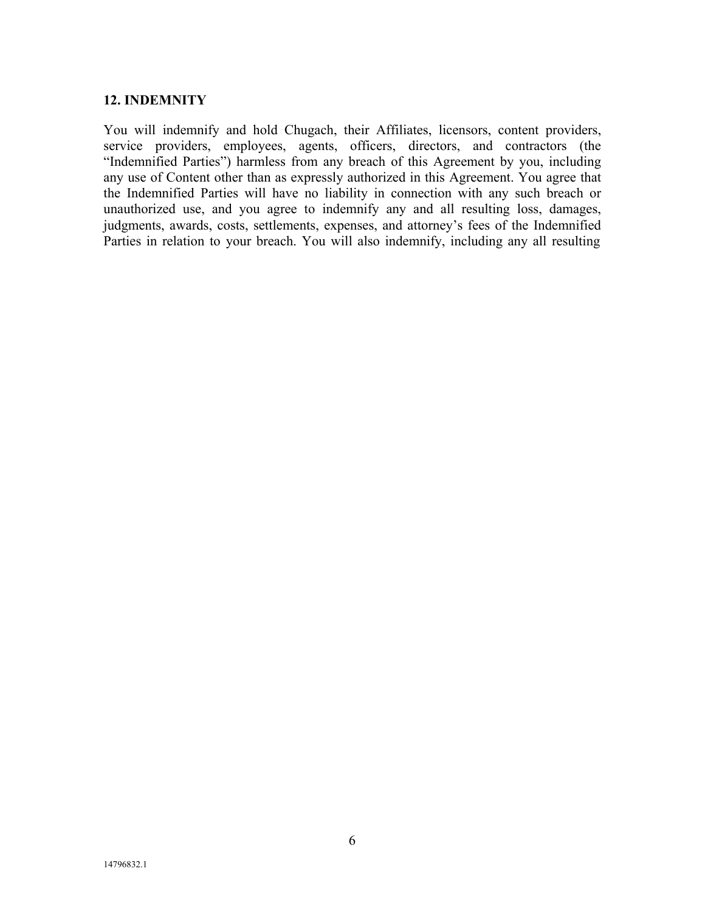## 12. INDEMNITY

You will indemnify and hold Chugach, their Affiliates, licensors, content providers, service providers, employees, agents, officers, directors, and contractors (the "Indemnified Parties") harmless from any breach of this Agreement by you, including any use of Content other than as expressly authorized in this Agreement. You agree that the Indemnified Parties will have no liability in connection with any such breach or unauthorized use, and you agree to indemnify any and all resulting loss, damages, judgments, awards, costs, settlements, expenses, and attorney's fees of the Indemnified Parties in relation to your breach. You will also indemnify, including any all resulting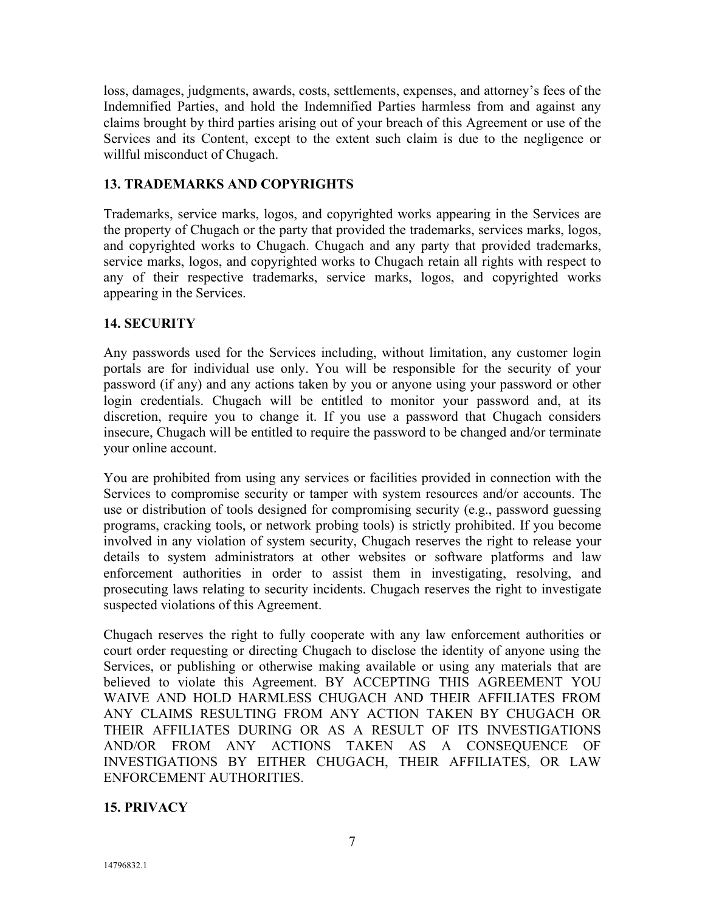loss, damages, judgments, awards, costs, settlements, expenses, and attorney's fees of the Indemnified Parties, and hold the Indemnified Parties harmless from and against any claims brought by third parties arising out of your breach of this Agreement or use of the Services and its Content, except to the extent such claim is due to the negligence or willful misconduct of Chugach.

## 13. TRADEMARKS AND COPYRIGHTS

Trademarks, service marks, logos, and copyrighted works appearing in the Services are the property of Chugach or the party that provided the trademarks, services marks, logos, and copyrighted works to Chugach. Chugach and any party that provided trademarks, service marks, logos, and copyrighted works to Chugach retain all rights with respect to any of their respective trademarks, service marks, logos, and copyrighted works appearing in the Services.

## 14. SECURITY

Any passwords used for the Services including, without limitation, any customer login portals are for individual use only. You will be responsible for the security of your password (if any) and any actions taken by you or anyone using your password or other login credentials. Chugach will be entitled to monitor your password and, at its discretion, require you to change it. If you use a password that Chugach considers insecure, Chugach will be entitled to require the password to be changed and/or terminate your online account.

You are prohibited from using any services or facilities provided in connection with the Services to compromise security or tamper with system resources and/or accounts. The use or distribution of tools designed for compromising security (e.g., password guessing programs, cracking tools, or network probing tools) is strictly prohibited. If you become involved in any violation of system security, Chugach reserves the right to release your details to system administrators at other websites or software platforms and law enforcement authorities in order to assist them in investigating, resolving, and prosecuting laws relating to security incidents. Chugach reserves the right to investigate suspected violations of this Agreement.

Chugach reserves the right to fully cooperate with any law enforcement authorities or court order requesting or directing Chugach to disclose the identity of anyone using the Services, or publishing or otherwise making available or using any materials that are believed to violate this Agreement. BY ACCEPTING THIS AGREEMENT YOU WAIVE AND HOLD HARMLESS CHUGACH AND THEIR AFFILIATES FROM ANY CLAIMS RESULTING FROM ANY ACTION TAKEN BY CHUGACH OR THEIR AFFILIATES DURING OR AS A RESULT OF ITS INVESTIGATIONS AND/OR FROM ANY ACTIONS TAKEN AS A CONSEQUENCE OF INVESTIGATIONS BY EITHER CHUGACH, THEIR AFFILIATES, OR LAW ENFORCEMENT AUTHORITIES.

## 15. PRIVACY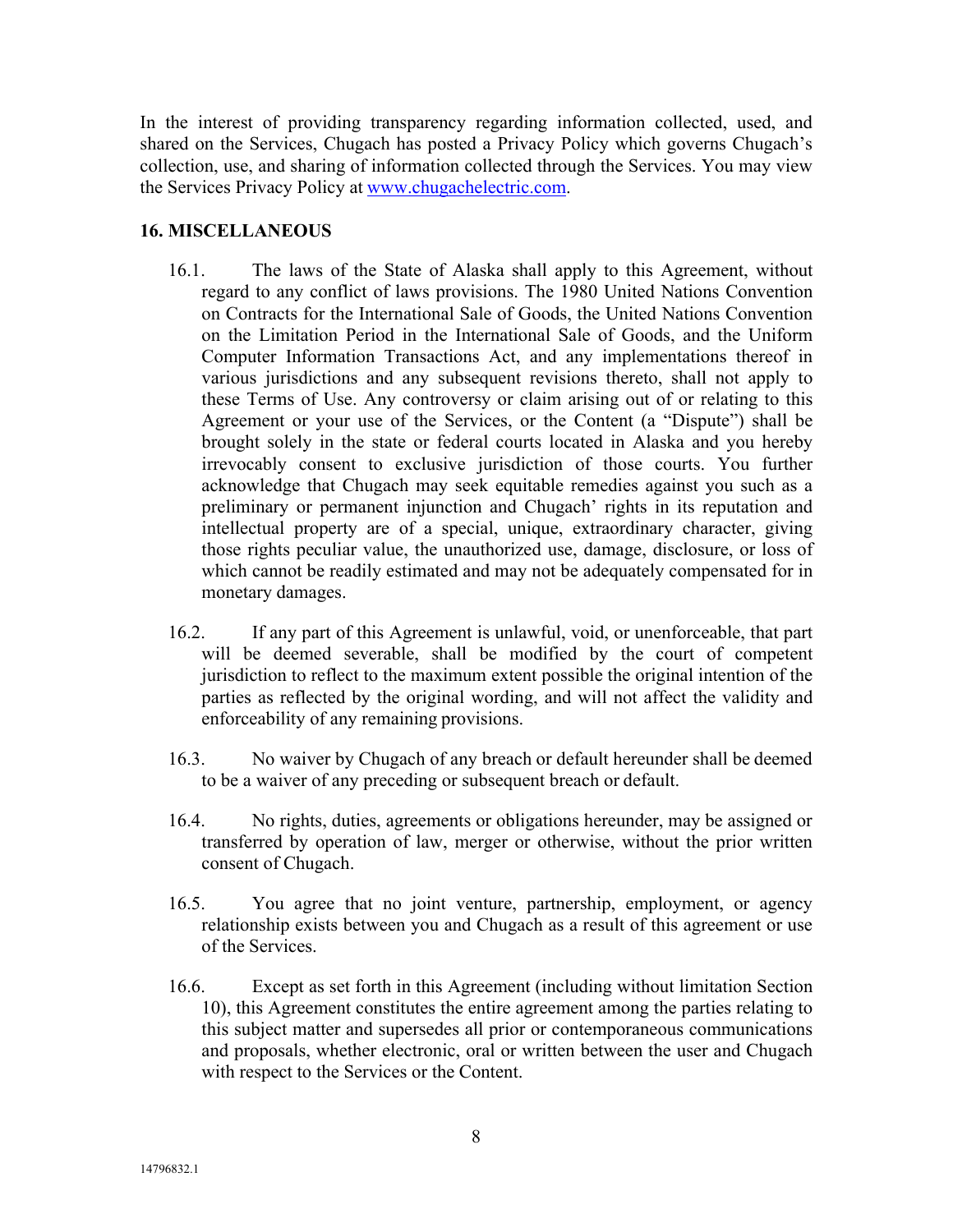In the interest of providing transparency regarding information collected, used, and shared on the Services, Chugach has posted a Privacy Policy which governs Chugach's collection, use, and sharing of information collected through the Services. You may view the Services Privacy Policy at [www.chugachelectric.com](http://www.chugachelectric.com).

## 16. MISCELLANEOUS

16.1. The laws of the State of Alaska shall apply to this Agreement, without regard to any conflict of laws provisions. The 1980 United Nations Convention on Contracts for the International Sale of Goods, the United Nations Convention on the Limitation Period in the International Sale of Goods, and the Uniform Computer Information Transactions Act, and any implementations thereof in various jurisdictions and any subsequent revisions thereto, shall not apply to these Terms of Use. Any controversy or claim arising out of or relating to this Agreement or your use of the Services, or the Content (a "Dispute") shall be brought solely in the state or federal courts located in Alaska and you hereby irrevocably consent to exclusive jurisdiction of those courts. You further acknowledge that Chugach may seek equitable remedies against you such as a preliminary or permanent injunction and Chugach' rights in its reputation and intellectual property are of a special, unique, extraordinary character, giving those rights peculiar value, the unauthorized use, damage, disclosure, or loss of which cannot be readily estimated and may not be adequately compensated for in monetary damages.

16.2. If any part of this Agreement is unlawful, void, or unenforceable, that part will be deemed severable, shall be modified by the court of competent jurisdiction to reflect to the maximum extent possible the original intention of the parties as reflected by the original wording, and will not affect the validity and enforceability of any remaining provisions.

16.3. No waiver by Chugach of any breach or default hereunder shall be deemed to be a waiver of any preceding or subsequent breach or default.

16.4. No rights, duties, agreements or obligations hereunder, may be assigned or transferred by operation of law, merger or otherwise, without the prior written consent of Chugach.

16.5. You agree that no joint venture, partnership, employment, or agency relationship exists between you and Chugach as a result of this agreement or use of the Services.

16.6. Except as set forth in this Agreement (including without limitation Section 10), this Agreement constitutes the entire agreement among the parties relating to this subject matter and supersedes all prior or contemporaneous communications and proposals, whether electronic, oral or written between the user and Chugach with respect to the Services or the Content.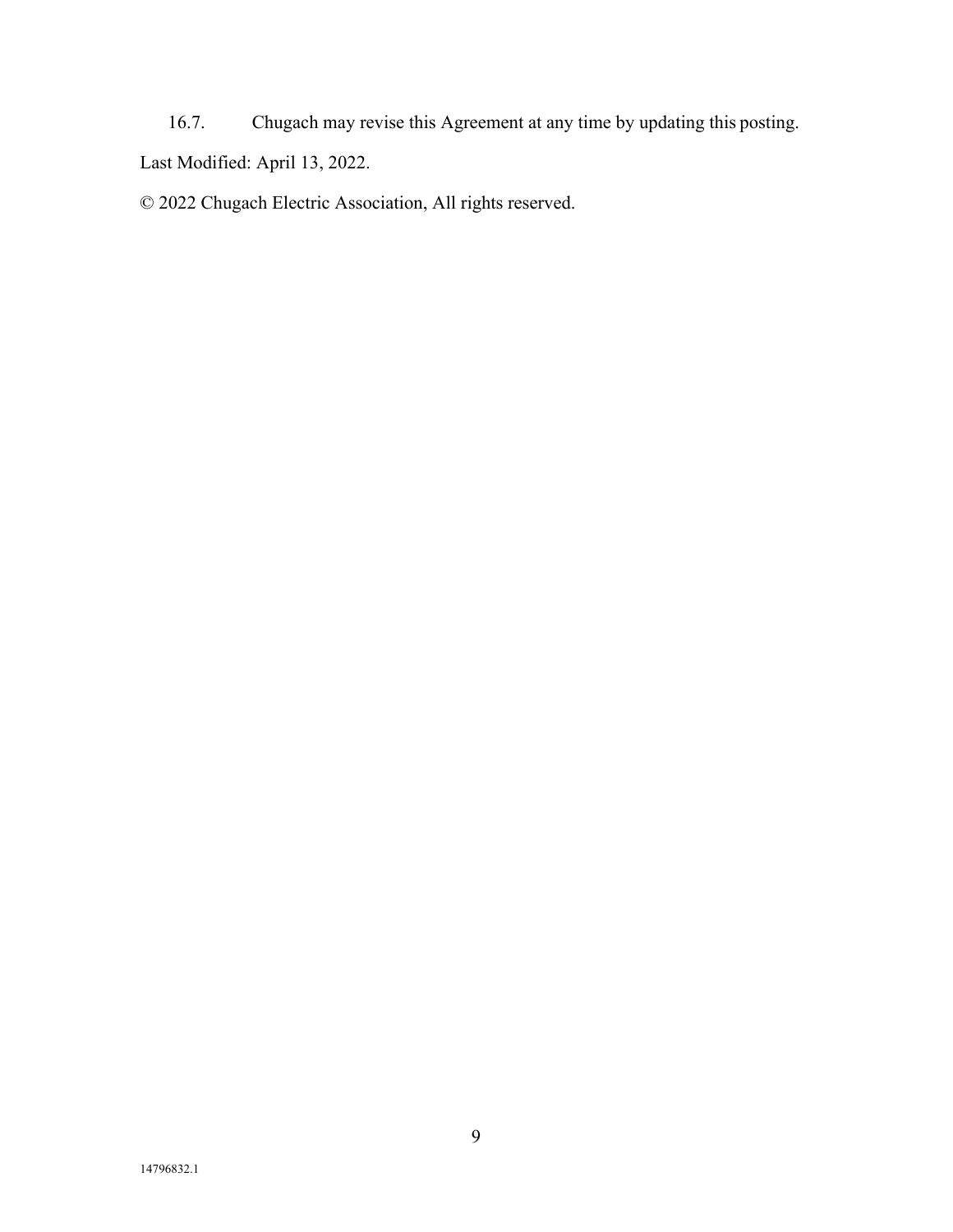16.7. Chugach may revise this Agreement at any time by updating this posting.

Last Modified: April 13, 2022.

© 2022 Chugach Electric Association, All rights reserved.

14796832.1